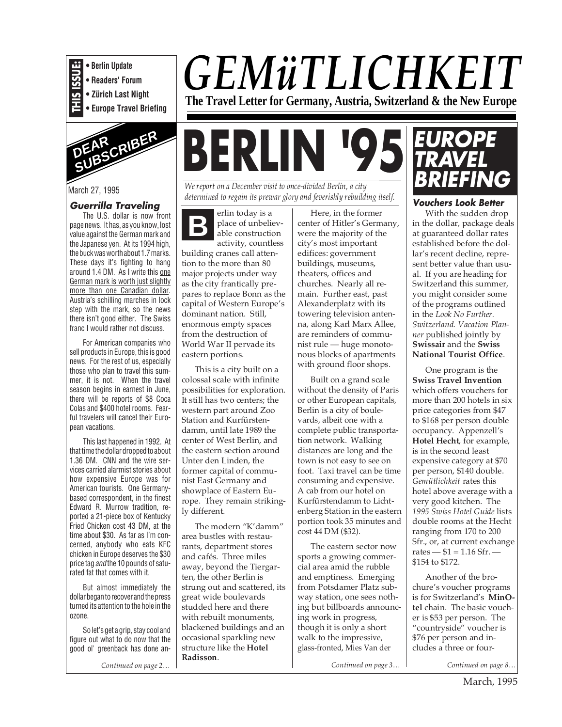**THIS ISSUE:**
- Berlin Update
- Readers' Forum
- Zürich Last Night
- Europe Travel Briefing

# *GEMüTLICHKEIT*

**The Travel Letter for Germany, Austria, Switzerland & the New Europe**

## DEAR SUBSCRIBER

March 27, 1995

### *Guerrilla Traveling*

The U.S. dollar is now front page news. It has, as you know, lost value against the German mark and the Japanese yen. At its 1994 high, the buck was worth about 1.7 marks. These days it's fighting to hang around 1.4 DM. As I write this one German mark is worth just slightly more than one Canadian dollar. Austria's schilling marches in lock step with the mark, so the news there isn't good either. The Swiss franc I would rather not discuss.

For American companies who sell products in Europe, this is good news. For the rest of us, especially those who plan to travel this summer, it is not. When the travel season begins in earnest in June, there will be reports of $8 Coca Colas and $400 hotel rooms. Fearful travelers will cancel their European vacations.

This last happened in 1992. At that time the dollar dropped to about 1.36 DM. CNN and the wire services carried alarmist stories about how expensive Europe was for American tourists. One Germany-based correspondent, in the finest Edward R. Murrow tradition, reported a 21-piece box of Kentucky Fried Chicken cost 43 DM, at the time about $30. As far as I'm concerned, anybody who eats KFC chicken in Europe deserves the $30 price tag *and* the 10 pounds of saturated fat that comes with it.

But almost immediately the dollar began to recover and the press turned its attention to the hole in the ozone.

So let's get a grip, stay cool and figure out what to do now that the good ol' greenback has done an-

*Continued on page 2…*

# BERLIN '95

*We report on a December visit to once-divided Berlin, a city determined to regain its prewar glory and feverishly rebuilding itself.*

Berlin today is a place of unbelievable construction activity, countless building cranes call attention to the more than 80 major projects under way as the city frantically prepares to replace Bonn as the capital of Western Europe's dominant nation. Still, enormous empty spaces from the destruction of World War II pervade its eastern portions.

This is a city built on a colossal scale with infinite possibilities for exploration. It still has two centers; the western part around Zoo Station and Kurfürstendamm, until late 1989 the center of West Berlin, and the eastern section around Unter den Linden, the former capital of communist East Germany and showplace of Eastern Europe. They remain strikingly different.

The modern "K'damm" area bustles with restaurants, department stores and cafés. Three miles away, beyond the Tiergarten, the other Berlin is strung out and scattered, its great wide boulevards studded here and there with rebuilt monuments, blackened buildings and an occasional sparkling new structure like the **Hotel Radisson**.

Here, in the former center of Hitler's Germany, were the majority of the city's most important edifices: government buildings, museums, theaters, offices and churches. Nearly all remain. Further east, past Alexanderplatz with its towering television antenna, along Karl Marx Allee, are reminders of communist rule — huge monotonous blocks of apartments with ground floor shops.

Built on a grand scale without the density of Paris or other European capitals, Berlin is a city of boulevards, albeit one with a complete public transportation network. Walking distances are long and the town is not easy to see on foot. Taxi travel can be time consuming and expensive. A cab from our hotel on Kurfürstendamm to Lichtenberg Station in the eastern portion took 35 minutes and cost 44 DM ($32).

The eastern sector now sports a growing commercial area amid the rubble and emptiness. Emerging from Potsdamer Platz subway station, one sees nothing but billboards announcing work in progress, though it is only a short walk to the impressive, glass-fronted, Mies Van der

*Continued on page 3…*

# EUROPE TRAVEL BRIEFING

### *Vouchers Look Better*

With the sudden drop in the dollar, package deals at guaranteed dollar rates established before the dollar's recent decline, represent better value than usual. If you are heading for Switzerland this summer, you might consider some of the programs outlined in the *Look No Further. Switzerland. Vacation Planner* published jointly by **Swissair** and the **Swiss National Tourist Office**.

One program is the **Swiss Travel Invention** which offers vouchers for more than 200 hotels in six price categories from $47 to $168 per person double occupancy. Appenzell's **Hotel Hecht**, for example, is in the second least expensive category at $70 per person, $140 double. *Gemütlichkeit* rates this hotel above average with a very good kitchen. The *1995 Swiss Hotel Guide* lists double rooms at the Hecht ranging from 170 to 200 Sfr., or, at current exchange rates — $1 = 1.16 Sfr. — $154 to $172.

Another of the brochure's voucher programs is for Switzerland's **MinOtel** chain. The basic voucher is $53 per person. The "countryside" voucher is $76 per person and includes a three or four-

*Continued on page 8…*

March, 1995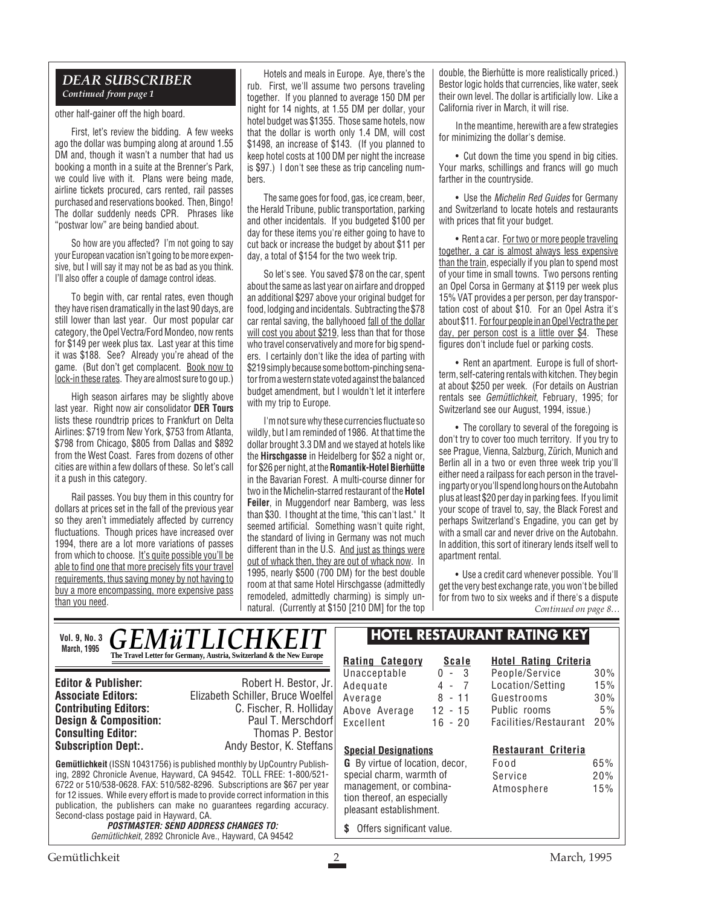## DEAR SUBSCRIBER

*Continued from page 1*

other half-gainer off the high board.

First, let's review the bidding. A few weeks ago the dollar was bumping along at around 1.55 DM and, though it wasn't a number that had us booking a month in a suite at the Brenner's Park, we could live with it. Plans were being made, airline tickets procured, cars rented, rail passes purchased and reservations booked. Then, Bingo! The dollar suddenly needs CPR. Phrases like "postwar low" are being bandied about.

So how are you affected? I'm not going to say your European vacation isn't going to be more expensive, but I will say it may not be as bad as you think. I'll also offer a couple of damage control ideas.

To begin with, car rental rates, even though they have risen dramatically in the last 90 days, are still lower than last year. Our most popular car category, the Opel Vectra/Ford Mondeo, now rents for $149 per week plus tax. Last year at this time it was $188. See? Already you're ahead of the game. (But don't get complacent. Book now to lock-in these rates. They are almost sure to go up.)

High season airfares may be slightly above last year. Right now air consolidator **DER Tours** lists these roundtrip prices to Frankfurt on Delta Airlines: $719 from New York, $753 from Atlanta, $798 from Chicago, $805 from Dallas and $892 from the West Coast. Fares from dozens of other cities are within a few dollars of these. So let's call it a push in this category.

Rail passes. You buy them in this country for dollars at prices set in the fall of the previous year so they aren't immediately affected by currency fluctuations. Though prices have increased over 1994, there are a lot more variations of passes from which to choose. It's quite possible you'll be able to find one that more precisely fits your travel requirements, thus saving money by not having to buy a more encompassing, more expensive pass than you need.

Hotels and meals in Europe. Aye, there's the rub. First, we'll assume two persons traveling together. If you planned to average 150 DM per night for 14 nights, at 1.55 DM per dollar, your hotel budget was $1355. Those same hotels, now that the dollar is worth only 1.4 DM, will cost $1498, an increase of $143. (If you planned to keep hotel costs at 100 DM per night the increase is $97.) I don't see these as trip canceling numbers.

The same goes for food, gas, ice cream, beer, the Herald Tribune, public transportation, parking and other incidentals. If you budgeted $100 per day for these items you're either going to have to cut back or increase the budget by about $11 per day, a total of $154 for the two week trip.

So let's see. You saved $78 on the car, spent about the same as last year on airfare and dropped an additional $297 above your original budget for food, lodging and incidentals. Subtracting the $78 car rental saving, the ballyhooed fall of the dollar will cost you about $219, less than that for those who travel conservatively and more for big spenders. I certainly don't like the idea of parting with $219 simply because some bottom-pinching senator from a western state voted against the balanced budget amendment, but I wouldn't let it interfere with my trip to Europe.

I'm not sure why these currencies fluctuate so wildly, but I am reminded of 1986. At that time the dollar brought 3.3 DM and we stayed at hotels like the **Hirschgasse** in Heidelberg for $52 a night or, for $26 per night, at the **Romantik-Hotel Bierhütte** in the Bavarian Forest. A multi-course dinner for two in the Michelin-starred restaurant of the **Hotel Feiler**, in Muggendorf near Bamberg, was less than $30. I thought at the time, "this can't last." It seemed artificial. Something wasn't quite right, the standard of living in Germany was not much different than in the U.S. And just as things were out of whack then, they are out of whack now. In 1995, nearly $500 (700 DM) for the best double room at that same Hotel Hirschgasse (admittedly remodeled, admittedly charming) is simply unnatural. (Currently at $150 [210 DM] for the top double, the Bierhütte is more realistically priced.) Bestor logic holds that currencies, like water, seek their own level. The dollar is artificially low. Like a California river in March, it will rise.

In the meantime, herewith are a few strategies for minimizing the dollar's demise.

- Cut down the time you spend in big cities. Your marks, schillings and francs will go much farther in the countryside.
- Use the *Michelin Red Guides* for Germany and Switzerland to locate hotels and restaurants with prices that fit your budget.
- Rent a car. For two or more people traveling together, a car is almost always less expensive than the train, especially if you plan to spend most of your time in small towns. Two persons renting an Opel Corsa in Germany at $119 per week plus 15% VAT provides a per person, per day transportation cost of about $10. For an Opel Astra it's about $11. For four people in an Opel Vectra the per day, per person cost is a little over $4. These figures don't include fuel or parking costs.
- Rent an apartment. Europe is full of short-term, self-catering rentals with kitchen. They begin at about $250 per week. (For details on Austrian rentals see *Gemütlichkeit*, February, 1995; for Switzerland see our August, 1994, issue.)
- The corollary to several of the foregoing is don't try to cover too much territory. If you try to see Prague, Vienna, Salzburg, Zürich, Munich and Berlin all in a two or even three week trip you'll either need a railpass for each person in the traveling party or you'll spend long hours on the Autobahn plus at least $20 per day in parking fees. If you limit your scope of travel to, say, the Black Forest and perhaps Switzerland's Engadine, you can get by with a small car and never drive on the Autobahn. In addition, this sort of itinerary lends itself well to apartment rental.
- Use a credit card whenever possible. You'll get the very best exchange rate, you won't be billed for from two to six weeks and if there's a dispute

*Continued on page 8…*

---

Vol. 9, No. 3
March, 1995

# GEMüTLICHKEIT

**The Travel Letter for Germany, Austria, Switzerland & the New Europe**

| | |
|---|---|
| **Editor & Publisher:** | Robert H. Bestor, Jr. |
| **Associate Editors:** | Elizabeth Schiller, Bruce Woelfel |
| **Contributing Editors:** | C. Fischer, R. Holliday |
| **Design & Composition:** | Paul T. Merschdorf |
| **Consulting Editor:** | Thomas P. Bestor |
| **Subscription Dept:.** | Andy Bestor, K. Steffans |

**Gemütlichkeit** (ISSN 10431756) is published monthly by UpCountry Publishing, 2892 Chronicle Avenue, Hayward, CA 94542. TOLL FREE: 1-800/521-6722 or 510/538-0628. FAX: 510/582-8296. Subscriptions are $67 per year for 12 issues. While every effort is made to provide correct information in this publication, the publishers can make no guarantees regarding accuracy. Second-class postage paid in Hayward, CA.

***POSTMASTER: SEND ADDRESS CHANGES TO:***
*Gemütlichkeit*, 2892 Chronicle Ave., Hayward, CA 94542

## HOTEL RESTAURANT RATING KEY

| Rating Category | Scale |
|---|---|
| Unacceptable | 0 - 3 |
| Adequate | 4 - 7 |
| Average | 8 - 11 |
| Above Average | 12 - 15 |
| Excellent | 16 - 20 |

| Hotel Rating Criteria | |
|---|---|
| People/Service | 30% |
| Location/Setting | 15% |
| Guestrooms | 30% |
| Public rooms | 5% |
| Facilities/Restaurant | 20% |

**Special Designations**

**G** By virtue of location, decor, special charm, warmth of management, or combination thereof, an especially pleasant establishment.

**$** Offers significant value.

| Restaurant Criteria | |
|---|---|
| Food | 65% |
| Service | 20% |
| Atmosphere | 15% |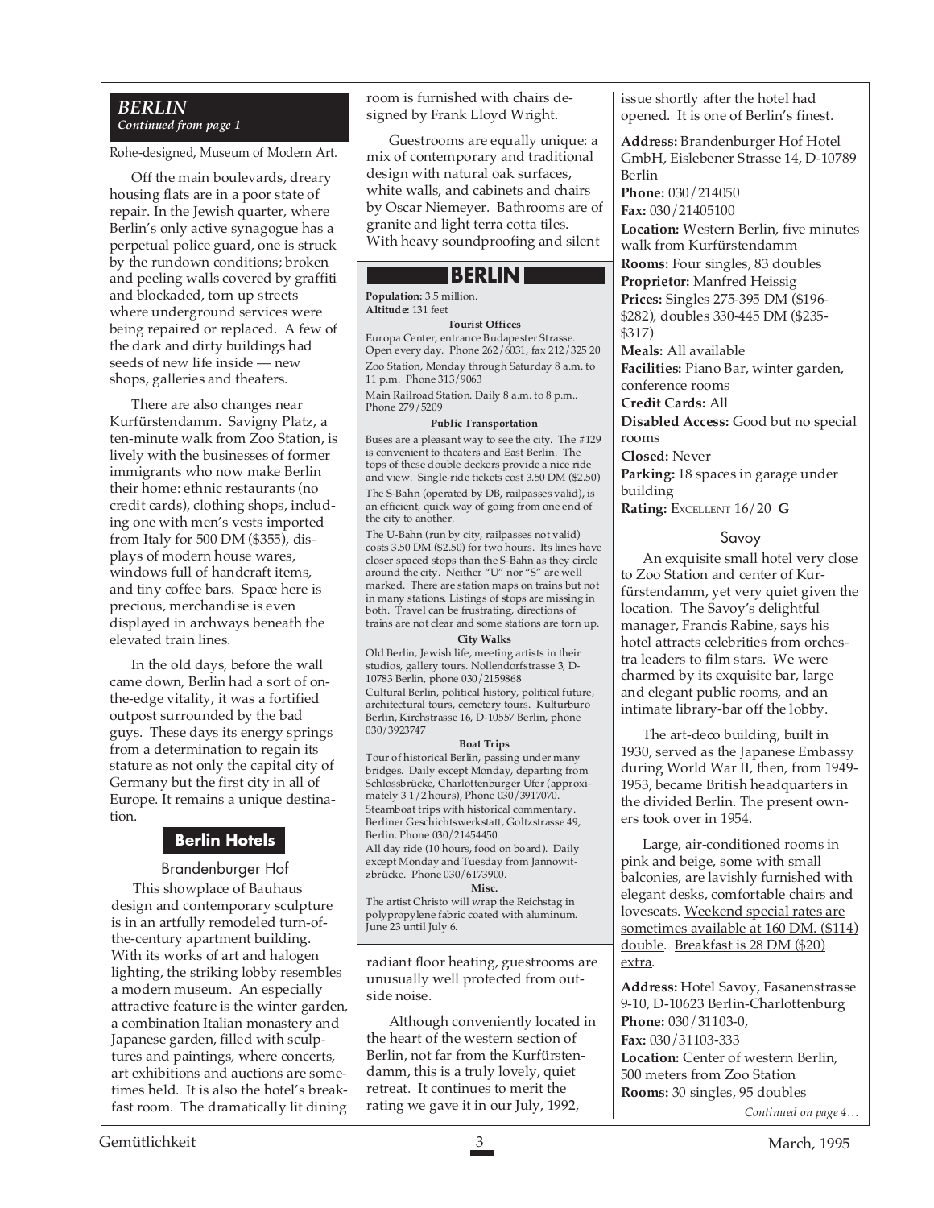## BERLIN

*Continued from page 1*

Rohe-designed, Museum of Modern Art.

Off the main boulevards, dreary housing flats are in a poor state of repair. In the Jewish quarter, where Berlin's only active synagogue has a perpetual police guard, one is struck by the rundown conditions; broken and peeling walls covered by graffiti and blockaded, torn up streets where underground services were being repaired or replaced. A few of the dark and dirty buildings had seeds of new life inside — new shops, galleries and theaters.

There are also changes near Kurfürstendamm. Savigny Platz, a ten-minute walk from Zoo Station, is lively with the businesses of former immigrants who now make Berlin their home: ethnic restaurants (no credit cards), clothing shops, including one with men's vests imported from Italy for 500 DM ($355), displays of modern house wares, windows full of handcraft items, and tiny coffee bars. Space here is precious, merchandise is even displayed in archways beneath the elevated train lines.

In the old days, before the wall came down, Berlin had a sort of on-the-edge vitality, it was a fortified outpost surrounded by the bad guys. These days its energy springs from a determination to regain its stature as not only the capital city of Germany but the first city in all of Europe. It remains a unique destination.

### Berlin Hotels

#### Brandenburger Hof

This showplace of Bauhaus design and contemporary sculpture is in an artfully remodeled turn-of-the-century apartment building. With its works of art and halogen lighting, the striking lobby resembles a modern museum. An especially attractive feature is the winter garden, a combination Italian monastery and Japanese garden, filled with sculptures and paintings, where concerts, art exhibitions and auctions are sometimes held. It is also the hotel's breakfast room. The dramatically lit dining room is furnished with chairs designed by Frank Lloyd Wright.

Guestrooms are equally unique: a mix of contemporary and traditional design with natural oak surfaces, white walls, and cabinets and chairs by Oscar Niemeyer. Bathrooms are of granite and light terra cotta tiles. With heavy soundproofing and silent radiant floor heating, guestrooms are unusually well protected from outside noise.

Although conveniently located in the heart of the western section of Berlin, not far from the Kurfürstendamm, this is a truly lovely, quiet retreat. It continues to merit the rating we gave it in our July, 1992, issue shortly after the hotel had opened. It is one of Berlin's finest.

**Address:** Brandenburger Hof Hotel GmbH, Eislebener Strasse 14, D-10789 Berlin
**Phone:** 030/214050
**Fax:** 030/21405100
**Location:** Western Berlin, five minutes walk from Kurfürstendamm
**Rooms:** Four singles, 83 doubles
**Proprietor:** Manfred Heissig
**Prices:** Singles 275-395 DM ($196-$282), doubles 330-445 DM ($235-$317)
**Meals:** All available
**Facilities:** Piano Bar, winter garden, conference rooms
**Credit Cards:** All
**Disabled Access:** Good but no special rooms
**Closed:** Never
**Parking:** 18 spaces in garage under building
**Rating:** EXCELLENT 16/20 **G**

#### Savoy

An exquisite small hotel very close to Zoo Station and center of Kurfürstendamm, yet very quiet given the location. The Savoy's delightful manager, Francis Rabine, says his hotel attracts celebrities from orchestra leaders to film stars. We were charmed by its exquisite bar, large and elegant public rooms, and an intimate library-bar off the lobby.

The art-deco building, built in 1930, served as the Japanese Embassy during World War II, then, from 1949-1953, became British headquarters in the divided Berlin. The present owners took over in 1954.

Large, air-conditioned rooms in pink and beige, some with small balconies, are lavishly furnished with elegant desks, comfortable chairs and loveseats. Weekend special rates are sometimes available at 160 DM. ($114) double. Breakfast is 28 DM ($20) extra.

**Address:** Hotel Savoy, Fasanenstrasse 9-10, D-10623 Berlin-Charlottenburg
**Phone:** 030/31103-0,
**Fax:** 030/31103-333
**Location:** Center of western Berlin, 500 meters from Zoo Station
**Rooms:** 30 singles, 95 doubles

*Continued on page 4…*

---

## BERLIN

**Population:** 3.5 million.
**Altitude:** 131 feet

**Tourist Offices**

Europa Center, entrance Budapester Strasse. Open every day. Phone 262/6031, fax 212/325 20

Zoo Station, Monday through Saturday 8 a.m. to 11 p.m. Phone 313/9063

Main Railroad Station. Daily 8 a.m. to 8 p.m.. Phone 279/5209

**Public Transportation**

Buses are a pleasant way to see the city. The #129 is convenient to theaters and East Berlin. The tops of these double deckers provide a nice ride and view. Single-ride tickets cost 3.50 DM ($2.50)

The S-Bahn (operated by DB, railpasses valid), is an efficient, quick way of going from one end of the city to another.

The U-Bahn (run by city, railpasses not valid) costs 3.50 DM ($2.50) for two hours. Its lines have closer spaced stops than the S-Bahn as they circle around the city. Neither "U" nor "S" are well marked. There are station maps on trains but not in many stations. Listings of stops are missing in both. Travel can be frustrating, directions of trains are not clear and some stations are torn up.

**City Walks**

Old Berlin, Jewish life, meeting artists in their studios, gallery tours. Nollendorfstrasse 3, D-10783 Berlin, phone 030/2159868

Cultural Berlin, political history, political future, architectural tours, cemetery tours. Kulturburo Berlin, Kirchstrasse 16, D-10557 Berlin, phone 030/3923747

**Boat Trips**

Tour of historical Berlin, passing under many bridges. Daily except Monday, departing from Schlossbrücke, Charlottenburger Ufer (approximately 3 1/2 hours), Phone 030/3917070.

Steamboat trips with historical commentary. Berliner Geschichtswerkstatt, Goltzstrasse 49, Berlin. Phone 030/21454450.

All day ride (10 hours, food on board). Daily except Monday and Tuesday from Jannowitzbrücke. Phone 030/6173900.

**Misc.**

The artist Christo will wrap the Reichstag in polypropylene fabric coated with aluminum. June 23 until July 6.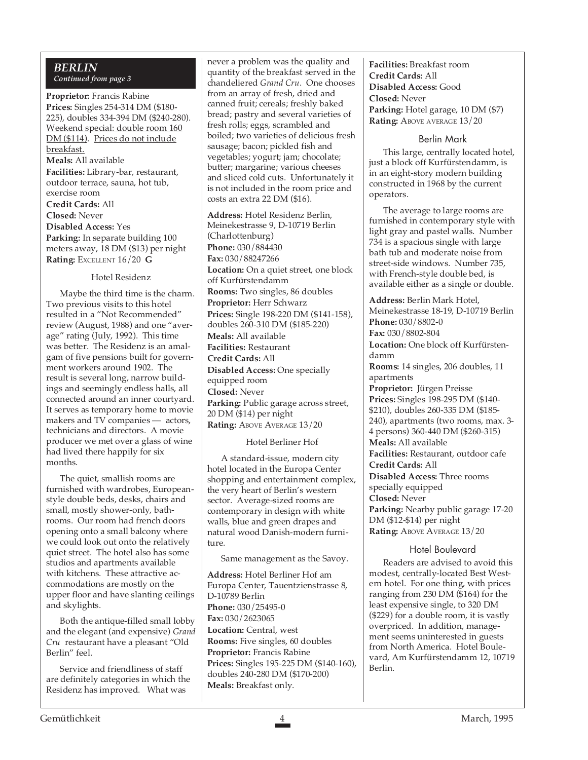## BERLIN

*Continued from page 3*

**Proprietor:** Francis Rabine

**Prices:** Singles 254-314 DM ($180-225), doubles 334-394 DM ($240-280). Weekend special: double room 160 DM ($114). Prices do not include breakfast.

**Meals:** All available

**Facilities:** Library-bar, restaurant, outdoor terrace, sauna, hot tub, exercise room

**Credit Cards:** All

**Closed:** Never

**Disabled Access:** Yes

**Parking:** In separate building 100 meters away, 18 DM ($13) per night

**Rating:** EXCELLENT 16/20 **G**

### Hotel Residenz

Maybe the third time is the charm. Two previous visits to this hotel resulted in a "Not Recommended" review (August, 1988) and one "average" rating (July, 1992). This time was better. The Residenz is an amalgam of five pensions built for government workers around 1902. The result is several long, narrow buildings and seemingly endless halls, all connected around an inner courtyard. It serves as temporary home to movie makers and TV companies — actors, technicians and directors. A movie producer we met over a glass of wine had lived there happily for six months.

The quiet, smallish rooms are furnished with wardrobes, European-style double beds, desks, chairs and small, mostly shower-only, bathrooms. Our room had french doors opening onto a small balcony where we could look out onto the relatively quiet street. The hotel also has some studios and apartments available with kitchens. These attractive accommodations are mostly on the upper floor and have slanting ceilings and skylights.

Both the antique-filled small lobby and the elegant (and expensive) *Grand Cru* restaurant have a pleasant "Old Berlin" feel.

Service and friendliness of staff are definitely categories in which the Residenz has improved. What was never a problem was the quality and quantity of the breakfast served in the chandeliered *Grand Cru*. One chooses from an array of fresh, dried and canned fruit; cereals; freshly baked bread; pastry and several varieties of fresh rolls; eggs, scrambled and boiled; two varieties of delicious fresh sausage; bacon; pickled fish and vegetables; yogurt; jam; chocolate; butter; margarine; various cheeses and sliced cold cuts. Unfortunately it is not included in the room price and costs an extra 22 DM ($16).

**Address:** Hotel Residenz Berlin, Meinekestrasse 9, D-10719 Berlin (Charlottenburg)

**Phone:** 030/884430

**Fax:** 030/88247266

**Location:** On a quiet street, one block off Kurfürstendamm

**Rooms:** Two singles, 86 doubles

**Proprietor:** Herr Schwarz

**Prices:** Single 198-220 DM ($141-158), doubles 260-310 DM ($185-220)

**Meals:** All available

**Facilities:** Restaurant

**Credit Cards:** All

**Disabled Access:** One specially equipped room

**Closed:** Never

**Parking:** Public garage across street, 20 DM ($14) per night

**Rating:** ABOVE AVERAGE 13/20

### Hotel Berliner Hof

A standard-issue, modern city hotel located in the Europa Center shopping and entertainment complex, the very heart of Berlin's western sector. Average-sized rooms are contemporary in design with white walls, blue and green drapes and natural wood Danish-modern furniture.

Same management as the Savoy.

**Address:** Hotel Berliner Hof am Europa Center, Tauentzienstrasse 8, D-10789 Berlin

**Phone:** 030/25495-0

**Fax:** 030/2623065

**Location:** Central, west

**Rooms:** Five singles, 60 doubles

**Proprietor:** Francis Rabine

**Prices:** Singles 195-225 DM ($140-160), doubles 240-280 DM ($170-200)

**Meals:** Breakfast only.

**Facilities:** Breakfast room

**Credit Cards:** All

**Disabled Access:** Good

**Closed:** Never

**Parking:** Hotel garage, 10 DM ($7)

**Rating:** ABOVE AVERAGE 13/20

### Berlin Mark

This large, centrally located hotel, just a block off Kurfürstendamm, is in an eight-story modern building constructed in 1968 by the current operators.

The average to large rooms are furnished in contemporary style with light gray and pastel walls. Number 734 is a spacious single with large bath tub and moderate noise from street-side windows. Number 735, with French-style double bed, is available either as a single or double.

**Address:** Berlin Mark Hotel, Meinekestrasse 18-19, D-10719 Berlin

**Phone:** 030/8802-0

**Fax:** 030/8802-804

**Location:** One block off Kurfürstendamm

**Rooms:** 14 singles, 206 doubles, 11 apartments

**Proprietor:** Jürgen Preisse

**Prices:** Singles 198-295 DM ($140-$210), doubles 260-335 DM ($185-240), apartments (two rooms, max. 3-4 persons) 360-440 DM ($260-315)

**Meals:** All available

**Facilities:** Restaurant, outdoor cafe

**Credit Cards:** All

**Disabled Access:** Three rooms specially equipped

**Closed:** Never

**Parking:** Nearby public garage 17-20 DM ($12-$14) per night

**Rating:** ABOVE AVERAGE 13/20

### Hotel Boulevard

Readers are advised to avoid this modest, centrally-located Best Western hotel. For one thing, with prices ranging from 230 DM ($164) for the least expensive single, to 320 DM ($229) for a double room, it is vastly overpriced. In addition, management seems uninterested in guests from North America. Hotel Boulevard, Am Kurfürstendamm 12, 10719 Berlin.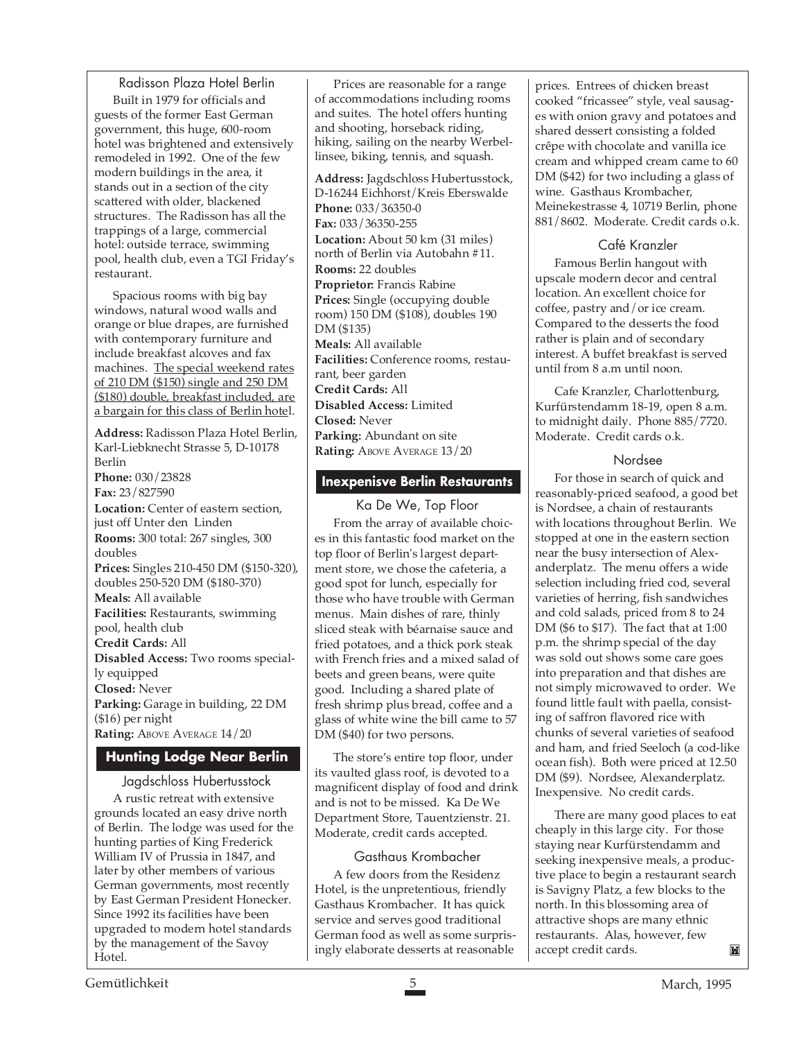### Radisson Plaza Hotel Berlin

Built in 1979 for officials and guests of the former East German government, this huge, 600-room hotel was brightened and extensively remodeled in 1992. One of the few modern buildings in the area, it stands out in a section of the city scattered with older, blackened structures. The Radisson has all the trappings of a large, commercial hotel: outside terrace, swimming pool, health club, even a TGI Friday's restaurant.

Spacious rooms with big bay windows, natural wood walls and orange or blue drapes, are furnished with contemporary furniture and include breakfast alcoves and fax machines. The special weekend rates of 210 DM ($150) single and 250 DM ($180) double, breakfast included, are a bargain for this class of Berlin hotel.

**Address:** Radisson Plaza Hotel Berlin, Karl-Liebknecht Strasse 5, D-10178 Berlin
**Phone:** 030/23828
**Fax:** 23/827590
**Location:** Center of eastern section, just off Unter den Linden
**Rooms:** 300 total: 267 singles, 300 doubles
**Prices:** Singles 210-450 DM ($150-320), doubles 250-520 DM ($180-370)
**Meals:** All available
**Facilities:** Restaurants, swimming pool, health club
**Credit Cards:** All
**Disabled Access:** Two rooms specially equipped
**Closed:** Never
**Parking:** Garage in building, 22 DM ($16) per night
**Rating:** ABOVE AVERAGE 14/20

## Hunting Lodge Near Berlin

### Jagdschloss Hubertusstock

A rustic retreat with extensive grounds located an easy drive north of Berlin. The lodge was used for the hunting parties of King Frederick William IV of Prussia in 1847, and later by other members of various German governments, most recently by East German President Honecker. Since 1992 its facilities have been upgraded to modern hotel standards by the management of the Savoy Hotel.

Prices are reasonable for a range of accommodations including rooms and suites. The hotel offers hunting and shooting, horseback riding, hiking, sailing on the nearby Werbellinsee, biking, tennis, and squash.

**Address:** Jagdschloss Hubertusstock, D-16244 Eichhorst/Kreis Eberswalde
**Phone:** 033/36350-0
**Fax:** 033/36350-255
**Location:** About 50 km (31 miles) north of Berlin via Autobahn #11.
**Rooms:** 22 doubles
**Proprietor:** Francis Rabine
**Prices:** Single (occupying double room) 150 DM ($108), doubles 190 DM ($135)
**Meals:** All available
**Facilities:** Conference rooms, restaurant, beer garden
**Credit Cards:** All
**Disabled Access:** Limited
**Closed:** Never
**Parking:** Abundant on site
**Rating:** ABOVE AVERAGE 13/20

## Inexpenisve Berlin Restaurants

### Ka De We, Top Floor

From the array of available choices in this fantastic food market on the top floor of Berlin's largest department store, we chose the cafeteria, a good spot for lunch, especially for those who have trouble with German menus. Main dishes of rare, thinly sliced steak with béarnaise sauce and fried potatoes, and a thick pork steak with French fries and a mixed salad of beets and green beans, were quite good. Including a shared plate of fresh shrimp plus bread, coffee and a glass of white wine the bill came to 57 DM ($40) for two persons.

The store's entire top floor, under its vaulted glass roof, is devoted to a magnificent display of food and drink and is not to be missed. Ka De We Department Store, Tauentzienstr. 21. Moderate, credit cards accepted.

### Gasthaus Krombacher

A few doors from the Residenz Hotel, is the unpretentious, friendly Gasthaus Krombacher. It has quick service and serves good traditional German food as well as some surprisingly elaborate desserts at reasonable prices. Entrees of chicken breast cooked "fricassee" style, veal sausages with onion gravy and potatoes and shared dessert consisting a folded crêpe with chocolate and vanilla ice cream and whipped cream came to 60 DM ($42) for two including a glass of wine. Gasthaus Krombacher, Meinekestrasse 4, 10719 Berlin, phone 881/8602. Moderate. Credit cards o.k.

### Café Kranzler

Famous Berlin hangout with upscale modern decor and central location. An excellent choice for coffee, pastry and/or ice cream. Compared to the desserts the food rather is plain and of secondary interest. A buffet breakfast is served until from 8 a.m until noon.

Cafe Kranzler, Charlottenburg, Kurfürstendamm 18-19, open 8 a.m. to midnight daily. Phone 885/7720. Moderate. Credit cards o.k.

### Nordsee

For those in search of quick and reasonably-priced seafood, a good bet is Nordsee, a chain of restaurants with locations throughout Berlin. We stopped at one in the eastern section near the busy intersection of Alexanderplatz. The menu offers a wide selection including fried cod, several varieties of herring, fish sandwiches and cold salads, priced from 8 to 24 DM ($6 to $17). The fact that at 1:00 p.m. the shrimp special of the day was sold out shows some care goes into preparation and that dishes are not simply microwaved to order. We found little fault with paella, consisting of saffron flavored rice with chunks of several varieties of seafood and ham, and fried Seeloch (a cod-like ocean fish). Both were priced at 12.50 DM ($9). Nordsee, Alexanderplatz. Inexpensive. No credit cards.

There are many good places to eat cheaply in this large city. For those staying near Kurfürstendamm and seeking inexpensive meals, a productive place to begin a restaurant search is Savigny Platz, a few blocks to the north. In this blossoming area of attractive shops are many ethnic restaurants. Alas, however, few accept credit cards.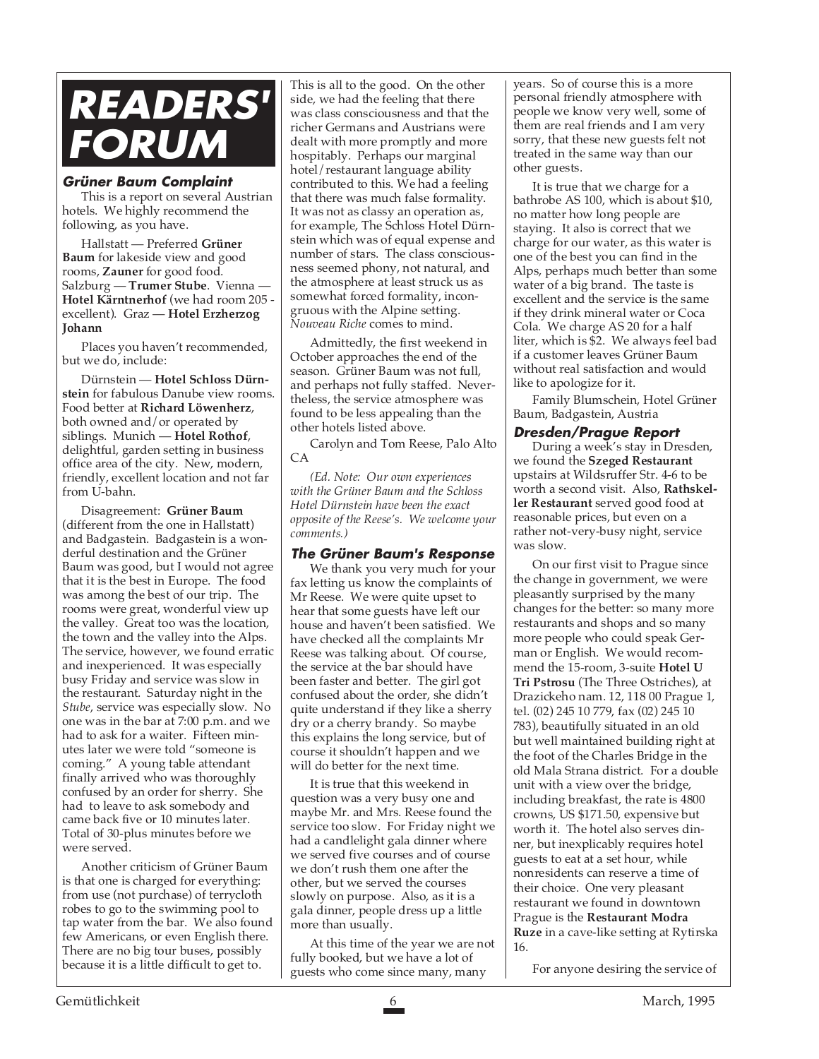# READERS' FORUM

### Grüner Baum Complaint

This is a report on several Austrian hotels. We highly recommend the following, as you have.

Hallstatt — Preferred **Grüner Baum** for lakeside view and good rooms, **Zauner** for good food. Salzburg — **Trumer Stube**. Vienna — **Hotel Kärntnerhof** (we had room 205 - excellent). Graz — **Hotel Erzherzog Johann**

Places you haven't recommended, but we do, include:

Dürnstein — **Hotel Schloss Dürnstein** for fabulous Danube view rooms. Food better at **Richard Löwenherz**, both owned and/or operated by siblings. Munich — **Hotel Rothof**, delightful, garden setting in business office area of the city. New, modern, friendly, excellent location and not far from U-bahn.

Disagreement: **Grüner Baum** (different from the one in Hallstatt) and Badgastein. Badgastein is a wonderful destination and the Grüner Baum was good, but I would not agree that it is the best in Europe. The food was among the best of our trip. The rooms were great, wonderful view up the valley. Great too was the location, the town and the valley into the Alps. The service, however, we found erratic and inexperienced. It was especially busy Friday and service was slow in the restaurant. Saturday night in the *Stube*, service was especially slow. No one was in the bar at 7:00 p.m. and we had to ask for a waiter. Fifteen minutes later we were told "someone is coming." A young table attendant finally arrived who was thoroughly confused by an order for sherry. She had to leave to ask somebody and came back five or 10 minutes later. Total of 30-plus minutes before we were served.

Another criticism of Grüner Baum is that one is charged for everything: from use (not purchase) of terrycloth robes to go to the swimming pool to tap water from the bar. We also found few Americans, or even English there. There are no big tour buses, possibly because it is a little difficult to get to. This is all to the good. On the other side, we had the feeling that there was class consciousness and that the richer Germans and Austrians were dealt with more promptly and more hospitably. Perhaps our marginal hotel/restaurant language ability contributed to this. We had a feeling that there was much false formality. It was not as classy an operation as, for example, The Schloss Hotel Dürnstein which was of equal expense and number of stars. The class consciousness seemed phony, not natural, and the atmosphere at least struck us as somewhat forced formality, incongruous with the Alpine setting. *Nouveau Riche* comes to mind.

Admittedly, the first weekend in October approaches the end of the season. Grüner Baum was not full, and perhaps not fully staffed. Nevertheless, the service atmosphere was found to be less appealing than the other hotels listed above.

Carolyn and Tom Reese, Palo Alto CA

*(Ed. Note: Our own experiences with the Grüner Baum and the Schloss Hotel Dürnstein have been the exact opposite of the Reese's. We welcome your comments.)*

### The Grüner Baum's Response

We thank you very much for your fax letting us know the complaints of Mr Reese. We were quite upset to hear that some guests have left our house and haven't been satisfied. We have checked all the complaints Mr Reese was talking about. Of course, the service at the bar should have been faster and better. The girl got confused about the order, she didn't quite understand if they like a sherry dry or a cherry brandy. So maybe this explains the long service, but of course it shouldn't happen and we will do better for the next time.

It is true that this weekend in question was a very busy one and maybe Mr. and Mrs. Reese found the service too slow. For Friday night we had a candlelight gala dinner where we served five courses and of course we don't rush them one after the other, but we served the courses slowly on purpose. Also, as it is a gala dinner, people dress up a little more than usually.

At this time of the year we are not fully booked, but we have a lot of guests who come since many, many years. So of course this is a more personal friendly atmosphere with people we know very well, some of them are real friends and I am very sorry, that these new guests felt not treated in the same way than our other guests.

It is true that we charge for a bathrobe AS 100, which is about $10, no matter how long people are staying. It also is correct that we charge for our water, as this water is one of the best you can find in the Alps, perhaps much better than some water of a big brand. The taste is excellent and the service is the same if they drink mineral water or Coca Cola. We charge AS 20 for a half liter, which is $2. We always feel bad if a customer leaves Grüner Baum without real satisfaction and would like to apologize for it.

Family Blumschein, Hotel Grüner Baum, Badgastein, Austria

### Dresden/Prague Report

During a week's stay in Dresden, we found the **Szeged Restaurant** upstairs at Wildsruffer Str. 4-6 to be worth a second visit. Also, **Rathskeller Restaurant** served good food at reasonable prices, but even on a rather not-very-busy night, service was slow.

On our first visit to Prague since the change in government, we were pleasantly surprised by the many changes for the better: so many more restaurants and shops and so many more people who could speak German or English. We would recommend the 15-room, 3-suite **Hotel U Tri Pstrosu** (The Three Ostriches), at Drazickeho nam. 12, 118 00 Prague 1, tel. (02) 245 10 779, fax (02) 245 10 783), beautifully situated in an old but well maintained building right at the foot of the Charles Bridge in the old Mala Strana district. For a double unit with a view over the bridge, including breakfast, the rate is 4800 crowns, US $171.50, expensive but worth it. The hotel also serves dinner, but inexplicably requires hotel guests to eat at a set hour, while nonresidents can reserve a time of their choice. One very pleasant restaurant we found in downtown Prague is the **Restaurant Modra Ruze** in a cave-like setting at Rytirska 16.

For anyone desiring the service of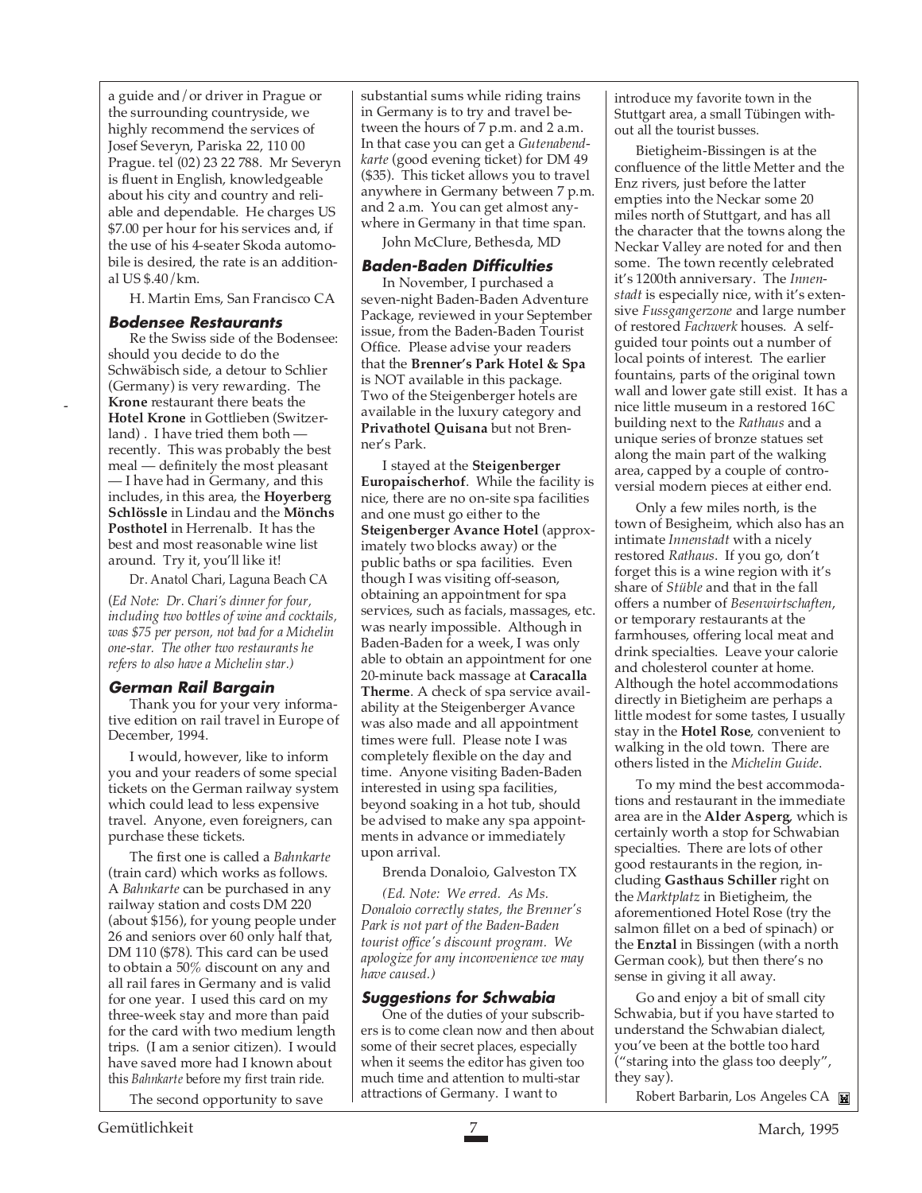a guide and/or driver in Prague or the surrounding countryside, we highly recommend the services of Josef Severyn, Pariska 22, 110 00 Prague. tel (02) 23 22 788. Mr Severyn is fluent in English, knowledgeable about his city and country and reliable and dependable. He charges US $7.00 per hour for his services and, if the use of his 4-seater Skoda automobile is desired, the rate is an additional US $.40/km.

H. Martin Ems, San Francisco CA

### Bodensee Restaurants

Re the Swiss side of the Bodensee: should you decide to do the Schwäbisch side, a detour to Schlier (Germany) is very rewarding. The **Krone** restaurant there beats the **Hotel Krone** in Gottlieben (Switzerland) . I have tried them both — recently. This was probably the best meal — definitely the most pleasant — I have had in Germany, and this includes, in this area, the **Hoyerberg Schlössle** in Lindau and the **Mönchs Posthotel** in Herrenalb. It has the best and most reasonable wine list around. Try it, you'll like it!

Dr. Anatol Chari, Laguna Beach CA

(*Ed Note: Dr. Chari's dinner for four, including two bottles of wine and cocktails, was $75 per person, not bad for a Michelin one-star. The other two restaurants he refers to also have a Michelin star.)*

### German Rail Bargain

Thank you for your very informative edition on rail travel in Europe of December, 1994.

I would, however, like to inform you and your readers of some special tickets on the German railway system which could lead to less expensive travel. Anyone, even foreigners, can purchase these tickets.

The first one is called a *Bahnkarte* (train card) which works as follows. A *Bahnkarte* can be purchased in any railway station and costs DM 220 (about $156), for young people under 26 and seniors over 60 only half that, DM 110 ($78). This card can be used to obtain a 50% discount on any and all rail fares in Germany and is valid for one year. I used this card on my three-week stay and more than paid for the card with two medium length trips. (I am a senior citizen). I would have saved more had I known about this *Bahnkarte* before my first train ride.

The second opportunity to save substantial sums while riding trains in Germany is to try and travel between the hours of 7 p.m. and 2 a.m. In that case you can get a *Gutenabendkarte* (good evening ticket) for DM 49 ($35). This ticket allows you to travel anywhere in Germany between 7 p.m. and 2 a.m. You can get almost anywhere in Germany in that time span.

John McClure, Bethesda, MD

### Baden-Baden Difficulties

In November, I purchased a seven-night Baden-Baden Adventure Package, reviewed in your September issue, from the Baden-Baden Tourist Office. Please advise your readers that the **Brenner's Park Hotel & Spa** is NOT available in this package. Two of the Steigenberger hotels are available in the luxury category and **Privathotel Quisana** but not Brenner's Park.

I stayed at the **Steigenberger Europaischerhof**. While the facility is nice, there are no on-site spa facilities and one must go either to the **Steigenberger Avance Hotel** (approximately two blocks away) or the public baths or spa facilities. Even though I was visiting off-season, obtaining an appointment for spa services, such as facials, massages, etc. was nearly impossible. Although in Baden-Baden for a week, I was only able to obtain an appointment for one 20-minute back massage at **Caracalla Therme**. A check of spa service availability at the Steigenberger Avance was also made and all appointment times were full. Please note I was completely flexible on the day and time. Anyone visiting Baden-Baden interested in using spa facilities, beyond soaking in a hot tub, should be advised to make any spa appointments in advance or immediately upon arrival.

Brenda Donaloio, Galveston TX

*(Ed. Note: We erred. As Ms. Donaloio correctly states, the Brenner's Park is not part of the Baden-Baden tourist office's discount program. We apologize for any inconvenience we may have caused.)*

### Suggestions for Schwabia

One of the duties of your subscribers is to come clean now and then about some of their secret places, especially when it seems the editor has given too much time and attention to multi-star attractions of Germany. I want to introduce my favorite town in the Stuttgart area, a small Tübingen without all the tourist busses.

Bietigheim-Bissingen is at the confluence of the little Metter and the Enz rivers, just before the latter empties into the Neckar some 20 miles north of Stuttgart, and has all the character that the towns along the Neckar Valley are noted for and then some. The town recently celebrated it's 1200th anniversary. The *Innenstadt* is especially nice, with it's extensive *Fussgangerzone* and large number of restored *Fachwerk* houses. A self-guided tour points out a number of local points of interest. The earlier fountains, parts of the original town wall and lower gate still exist. It has a nice little museum in a restored 16C building next to the *Rathaus* and a unique series of bronze statues set along the main part of the walking area, capped by a couple of controversial modern pieces at either end.

Only a few miles north, is the town of Besigheim, which also has an intimate *Innenstadt* with a nicely restored *Rathaus*. If you go, don't forget this is a wine region with it's share of *Stüble* and that in the fall offers a number of *Besenwirtschaften*, or temporary restaurants at the farmhouses, offering local meat and drink specialties. Leave your calorie and cholesterol counter at home. Although the hotel accommodations directly in Bietigheim are perhaps a little modest for some tastes, I usually stay in the **Hotel Rose**, convenient to walking in the old town. There are others listed in the *Michelin Guide*.

To my mind the best accommodations and restaurant in the immediate area are in the **Alder Asperg**, which is certainly worth a stop for Schwabian specialties. There are lots of other good restaurants in the region, including **Gasthaus Schiller** right on the *Marktplatz* in Bietigheim, the aforementioned Hotel Rose (try the salmon fillet on a bed of spinach) or the **Enztal** in Bissingen (with a north German cook), but then there's no sense in giving it all away.

Go and enjoy a bit of small city Schwabia, but if you have started to understand the Schwabian dialect, you've been at the bottle too hard ("staring into the glass too deeply", they say).

Robert Barbarin, Los Angeles CA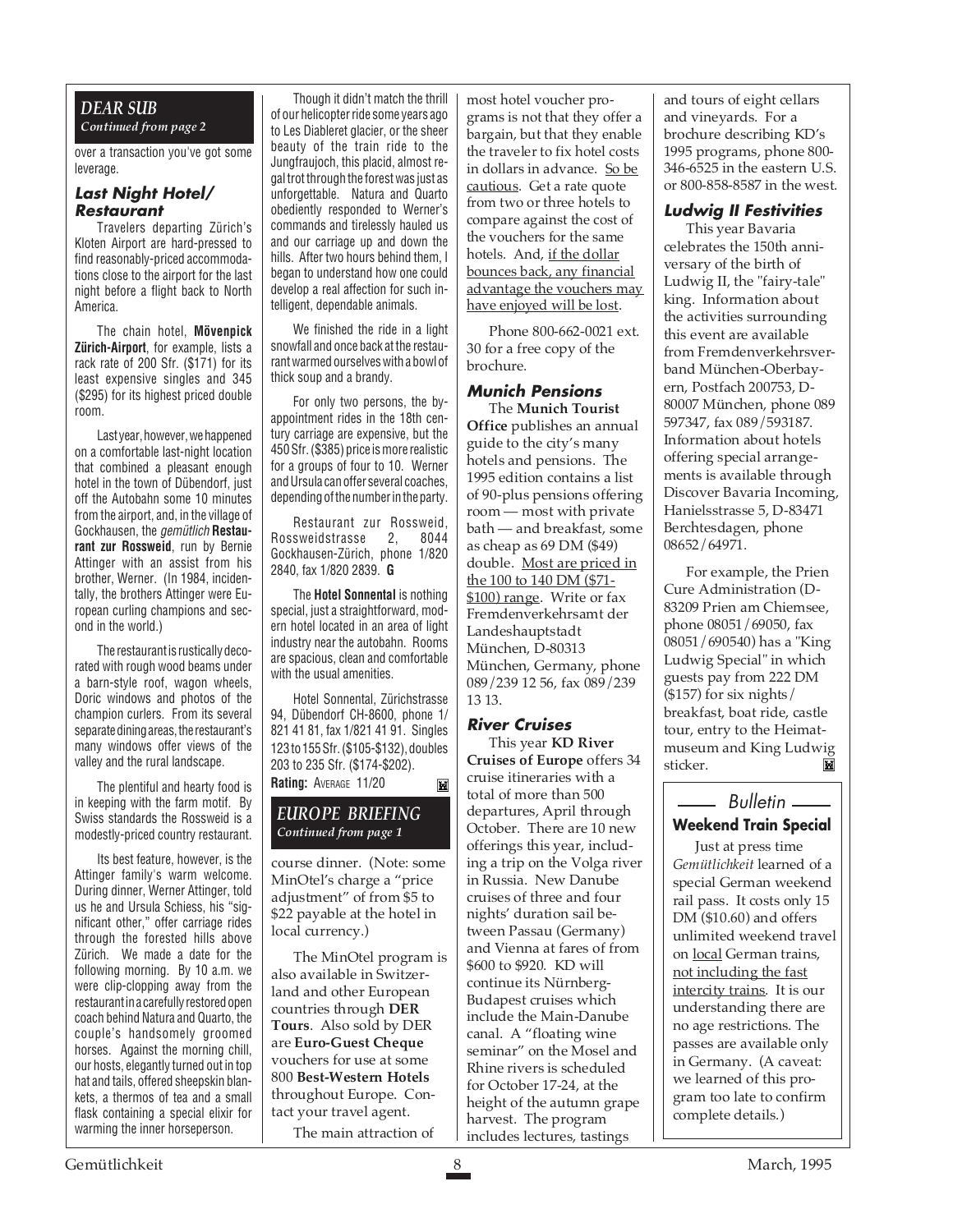## *DEAR SUB*

*Continued from page 2*

over a transaction you've got some leverage.

### *Last Night Hotel/ Restaurant*

Travelers departing Zürich's Kloten Airport are hard-pressed to find reasonably-priced accommodations close to the airport for the last night before a flight back to North America.

The chain hotel, **Mövenpick Zürich-Airport**, for example, lists a rack rate of 200 Sfr. ($171) for its least expensive singles and 345 ($295) for its highest priced double room.

Last year, however, we happened on a comfortable last-night location that combined a pleasant enough hotel in the town of Dübendorf, just off the Autobahn some 10 minutes from the airport, and, in the village of Gockhausen, the *gemütlich* **Restaurant zur Rossweid**, run by Bernie Attinger with an assist from his brother, Werner. (In 1984, incidentally, the brothers Attinger were European curling champions and second in the world.)

The restaurant is rustically decorated with rough wood beams under a barn-style roof, wagon wheels, Doric windows and photos of the champion curlers. From its several separate dining areas, the restaurant's many windows offer views of the valley and the rural landscape.

The plentiful and hearty food is in keeping with the farm motif. By Swiss standards the Rossweid is a modestly-priced country restaurant.

Its best feature, however, is the Attinger family's warm welcome. During dinner, Werner Attinger, told us he and Ursula Schiess, his "significant other," offer carriage rides through the forested hills above Zürich. We made a date for the following morning. By 10 a.m. we were clip-clopping away from the restaurant in a carefully restored open coach behind Natura and Quarto, the couple's handsomely groomed horses. Against the morning chill, our hosts, elegantly turned out in top hat and tails, offered sheepskin blankets, a thermos of tea and a small flask containing a special elixir for warming the inner horseperson.

Though it didn't match the thrill of our helicopter ride some years ago to Les Diablerets glacier, or the sheer beauty of the train ride to the Jungfraujoch, this placid, almost regal trot through the forest was just as unforgettable. Natura and Quarto obediently responded to Werner's commands and tirelessly hauled us and our carriage up and down the hills. After two hours behind them, I began to understand how one could develop a real affection for such intelligent, dependable animals.

We finished the ride in a light snowfall and once back at the restaurant warmed ourselves with a bowl of thick soup and a brandy.

For only two persons, the by-appointment rides in the 18th century carriage are expensive, but the 450 Sfr. ($385) price is more realistic for a groups of four to 10. Werner and Ursula can offer several coaches, depending of the number in the party.

Restaurant zur Rossweid, Rossweidstrasse 2, 8044 Gockhausen-Zürich, phone 1/820 2840, fax 1/820 2839. **G**

The **Hotel Sonnental** is nothing special, just a straightforward, modern hotel located in an area of light industry near the autobahn. Rooms are spacious, clean and comfortable with the usual amenities.

Hotel Sonnental, Zürichstrasse 94, Dübendorf CH-8600, phone 1/821 41 81, fax 1/821 41 91. Singles 123 to 155 Sfr. ($105-$132), doubles 203 to 235 Sfr. ($174-$202).

**Rating:** AVERAGE 11/20

## *EUROPE BRIEFING*

*Continued from page 1*

course dinner. (Note: some MinOtel's charge a "price adjustment" of from $5 to $22 payable at the hotel in local currency.)

The MinOtel program is also available in Switzerland and other European countries through **DER Tours**. Also sold by DER are **Euro-Guest Cheque** vouchers for use at some 800 **Best-Western Hotels** throughout Europe. Contact your travel agent.

The main attraction of most hotel voucher programs is not that they offer a bargain, but that they enable the traveler to fix hotel costs in dollars in advance. So be cautious. Get a rate quote from two or three hotels to compare against the cost of the vouchers for the same hotels. And, if the dollar bounces back, any financial advantage the vouchers may have enjoyed will be lost.

Phone 800-662-0021 ext. 30 for a free copy of the brochure.

### *Munich Pensions*

The **Munich Tourist Office** publishes an annual guide to the city's many hotels and pensions. The 1995 edition contains a list of 90-plus pensions offering room — most with private bath — and breakfast, some as cheap as 69 DM ($49) double. Most are priced in the 100 to 140 DM ($71-$100) range. Write or fax Fremdenverkehrsamt der Landeshauptstadt München, D-80313 München, Germany, phone 089/239 12 56, fax 089/239 13 13.

### *River Cruises*

This year **KD River Cruises of Europe** offers 34 cruise itineraries with a total of more than 500 departures, April through October. There are 10 new offerings this year, including a trip on the Volga river in Russia. New Danube cruises of three and four nights' duration sail between Passau (Germany) and Vienna at fares of from $600 to $920. KD will continue its Nürnberg-Budapest cruises which include the Main-Danube canal. A "floating wine seminar" on the Mosel and Rhine rivers is scheduled for October 17-24, at the height of the autumn grape harvest. The program includes lectures, tastings and tours of eight cellars and vineyards. For a brochure describing KD's 1995 programs, phone 800-346-6525 in the eastern U.S. or 800-858-8587 in the west.

### *Ludwig II Festivities*

This year Bavaria celebrates the 150th anniversary of the birth of Ludwig II, the "fairy-tale" king. Information about the activities surrounding this event are available from Fremdenverkehrsverband München-Oberbayern, Postfach 200753, D-80007 München, phone 089 597347, fax 089/593187. Information about hotels offering special arrangements is available through Discover Bavaria Incoming, Hanielsstrasse 5, D-83471 Berchtesdagen, phone 08652/64971.

For example, the Prien Cure Administration (D-83209 Prien am Chiemsee, phone 08051/69050, fax 08051/690540) has a "King Ludwig Special" in which guests pay from 222 DM ($157) for six nights/breakfast, boat ride, castle tour, entry to the Heimatmuseum and King Ludwig sticker.

## *Bulletin*

### **Weekend Train Special**

Just at press time *Gemütlichkeit* learned of a special German weekend rail pass. It costs only 15 DM ($10.60) and offers unlimited weekend travel on local German trains, not including the fast intercity trains. It is our understanding there are no age restrictions. The passes are available only in Germany. (A caveat: we learned of this program too late to confirm complete details.)